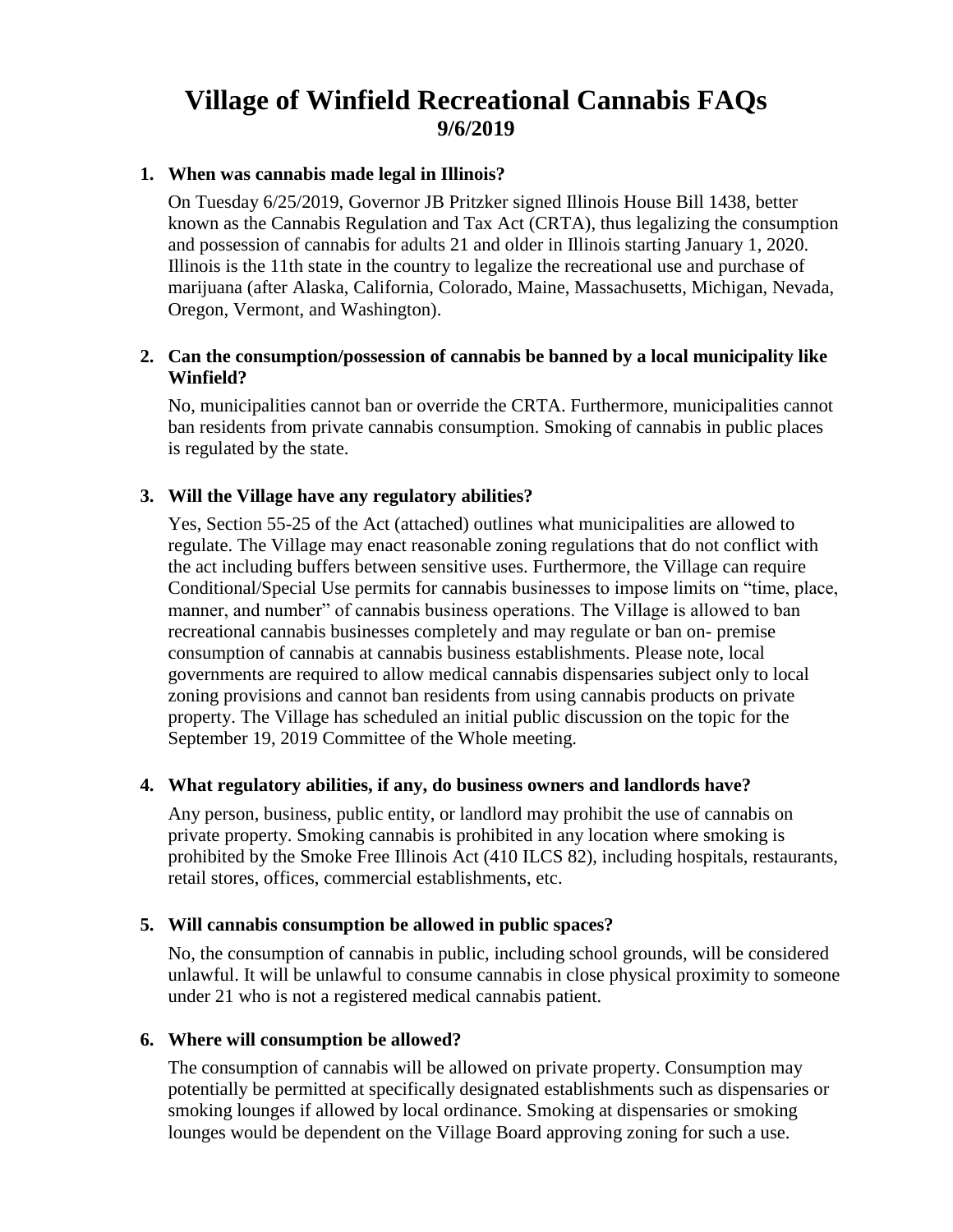# Village of Winfield Recreational Cannabis FAQs

## 9/6/2019

**1. When was cannabis made legal in Illinois?**

On Tuesday 6/25/2019, Governor JB Pritzker signed Illinois House Bill 1438, better known as the Cannabis Regulation and Tax Act (CRTA), thus legalizing the consumption and possession of cannabis for adults 21 and older in Illinois starting January 1, 2020. Illinois is the 11th state in the country to legalize the recreational use and purchase of marijuana (after Alaska, California, Colorado, Maine, Massachusetts, Michigan, Nevada, Oregon, Vermont, and Washington).

**2. Can the consumption/possession of cannabis be banned by a local municipality like Winfield?**

No, municipalities cannot ban or override the CRTA. Furthermore, municipalities cannot ban residents from private cannabis consumption. Smoking of cannabis in public places is regulated by the state.

**3. Will the Village have any regulatory abilities?**

Yes, Section 55-25 of the Act (attached) outlines what municipalities are allowed to regulate. The Village may enact reasonable zoning regulations that do not conflict with the act including buffers between sensitive uses. Furthermore, the Village can require Conditional/Special Use permits for cannabis businesses to impose limits on "time, place, manner, and number" of cannabis business operations. The Village is allowed to ban recreational cannabis businesses completely and may regulate or ban on- premise consumption of cannabis at cannabis business establishments. Please note, local governments are required to allow medical cannabis dispensaries subject only to local zoning provisions and cannot ban residents from using cannabis products on private property. The Village has scheduled an initial public discussion on the topic for the September 19, 2019 Committee of the Whole meeting.

**4. What regulatory abilities, if any, do business owners and landlords have?**

Any person, business, public entity, or landlord may prohibit the use of cannabis on private property. Smoking cannabis is prohibited in any location where smoking is prohibited by the Smoke Free Illinois Act (410 ILCS 82), including hospitals, restaurants, retail stores, offices, commercial establishments, etc.

**5. Will cannabis consumption be allowed in public spaces?**

No, the consumption of cannabis in public, including school grounds, will be considered unlawful. It will be unlawful to consume cannabis in close physical proximity to someone under 21 who is not a registered medical cannabis patient.

**6. Where will consumption be allowed?**

The consumption of cannabis will be allowed on private property. Consumption may potentially be permitted at specifically designated establishments such as dispensaries or smoking lounges if allowed by local ordinance. Smoking at dispensaries or smoking lounges would be dependent on the Village Board approving zoning for such a use.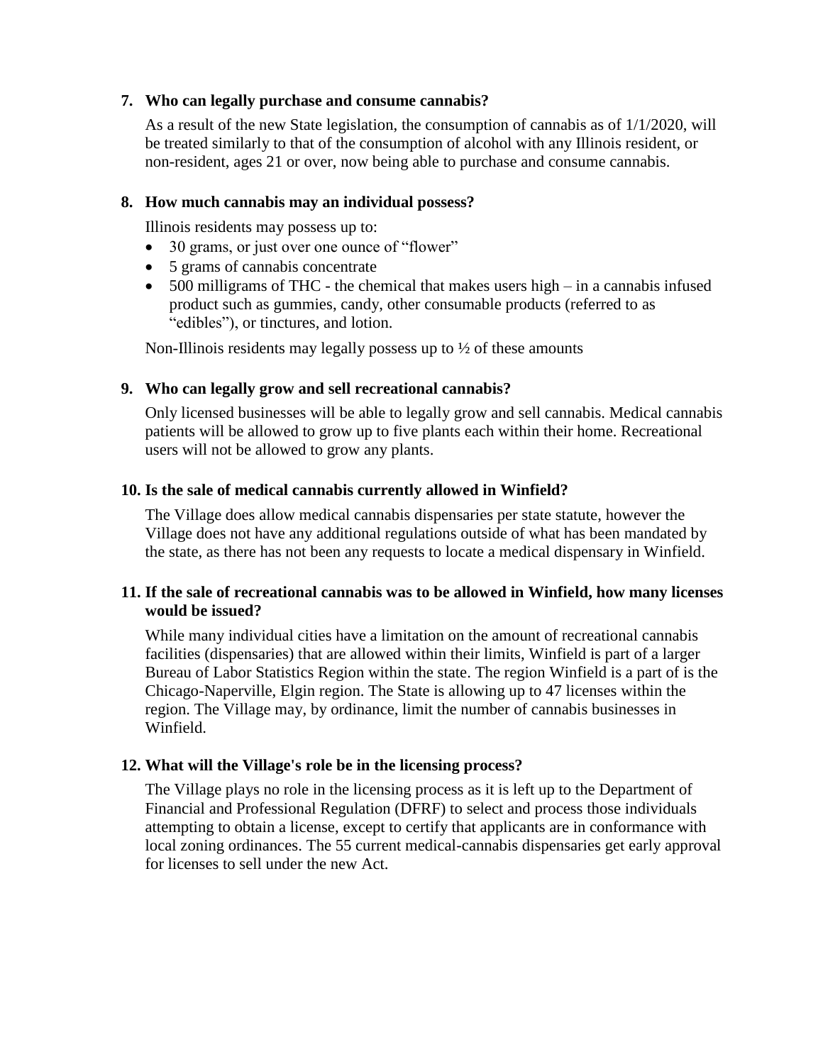**7. Who can legally purchase and consume cannabis?**

As a result of the new State legislation, the consumption of cannabis as of 1/1/2020, will be treated similarly to that of the consumption of alcohol with any Illinois resident, or non-resident, ages 21 or over, now being able to purchase and consume cannabis.

**8. How much cannabis may an individual possess?**

Illinois residents may possess up to:

- 30 grams, or just over one ounce of "flower"
- 5 grams of cannabis concentrate
- 500 milligrams of THC - the chemical that makes users high – in a cannabis infused product such as gummies, candy, other consumable products (referred to as "edibles"), or tinctures, and lotion.

Non-Illinois residents may legally possess up to ½ of these amounts

**9. Who can legally grow and sell recreational cannabis?**

Only licensed businesses will be able to legally grow and sell cannabis. Medical cannabis patients will be allowed to grow up to five plants each within their home. Recreational users will not be allowed to grow any plants.

**10. Is the sale of medical cannabis currently allowed in Winfield?**

The Village does allow medical cannabis dispensaries per state statute, however the Village does not have any additional regulations outside of what has been mandated by the state, as there has not been any requests to locate a medical dispensary in Winfield.

**11. If the sale of recreational cannabis was to be allowed in Winfield, how many licenses would be issued?**

While many individual cities have a limitation on the amount of recreational cannabis facilities (dispensaries) that are allowed within their limits, Winfield is part of a larger Bureau of Labor Statistics Region within the state. The region Winfield is a part of is the Chicago-Naperville, Elgin region. The State is allowing up to 47 licenses within the region. The Village may, by ordinance, limit the number of cannabis businesses in Winfield.

**12. What will the Village's role be in the licensing process?**

The Village plays no role in the licensing process as it is left up to the Department of Financial and Professional Regulation (DFRF) to select and process those individuals attempting to obtain a license, except to certify that applicants are in conformance with local zoning ordinances. The 55 current medical-cannabis dispensaries get early approval for licenses to sell under the new Act.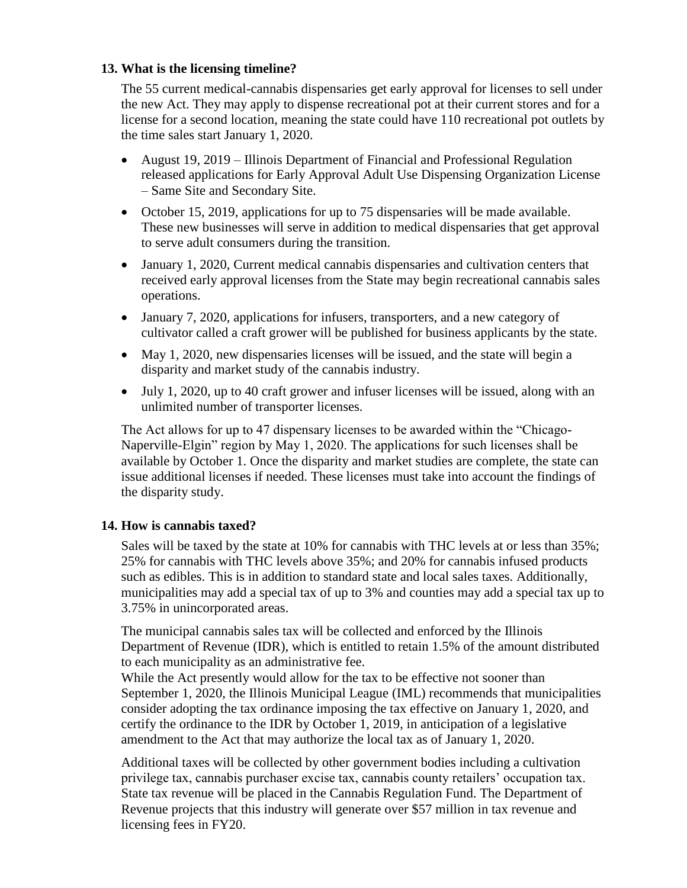**13. What is the licensing timeline?**

The 55 current medical-cannabis dispensaries get early approval for licenses to sell under the new Act. They may apply to dispense recreational pot at their current stores and for a license for a second location, meaning the state could have 110 recreational pot outlets by the time sales start January 1, 2020.

- August 19, 2019 – Illinois Department of Financial and Professional Regulation released applications for Early Approval Adult Use Dispensing Organization License – Same Site and Secondary Site.
- October 15, 2019, applications for up to 75 dispensaries will be made available. These new businesses will serve in addition to medical dispensaries that get approval to serve adult consumers during the transition.
- January 1, 2020, Current medical cannabis dispensaries and cultivation centers that received early approval licenses from the State may begin recreational cannabis sales operations.
- January 7, 2020, applications for infusers, transporters, and a new category of cultivator called a craft grower will be published for business applicants by the state.
- May 1, 2020, new dispensaries licenses will be issued, and the state will begin a disparity and market study of the cannabis industry.
- July 1, 2020, up to 40 craft grower and infuser licenses will be issued, along with an unlimited number of transporter licenses.

The Act allows for up to 47 dispensary licenses to be awarded within the "Chicago-Naperville-Elgin" region by May 1, 2020. The applications for such licenses shall be available by October 1. Once the disparity and market studies are complete, the state can issue additional licenses if needed. These licenses must take into account the findings of the disparity study.

**14. How is cannabis taxed?**

Sales will be taxed by the state at 10% for cannabis with THC levels at or less than 35%; 25% for cannabis with THC levels above 35%; and 20% for cannabis infused products such as edibles. This is in addition to standard state and local sales taxes. Additionally, municipalities may add a special tax of up to 3% and counties may add a special tax up to 3.75% in unincorporated areas.

The municipal cannabis sales tax will be collected and enforced by the Illinois Department of Revenue (IDR), which is entitled to retain 1.5% of the amount distributed to each municipality as an administrative fee.

While the Act presently would allow for the tax to be effective not sooner than September 1, 2020, the Illinois Municipal League (IML) recommends that municipalities consider adopting the tax ordinance imposing the tax effective on January 1, 2020, and certify the ordinance to the IDR by October 1, 2019, in anticipation of a legislative amendment to the Act that may authorize the local tax as of January 1, 2020.

Additional taxes will be collected by other government bodies including a cultivation privilege tax, cannabis purchaser excise tax, cannabis county retailers' occupation tax. State tax revenue will be placed in the Cannabis Regulation Fund. The Department of Revenue projects that this industry will generate over $57 million in tax revenue and licensing fees in FY20.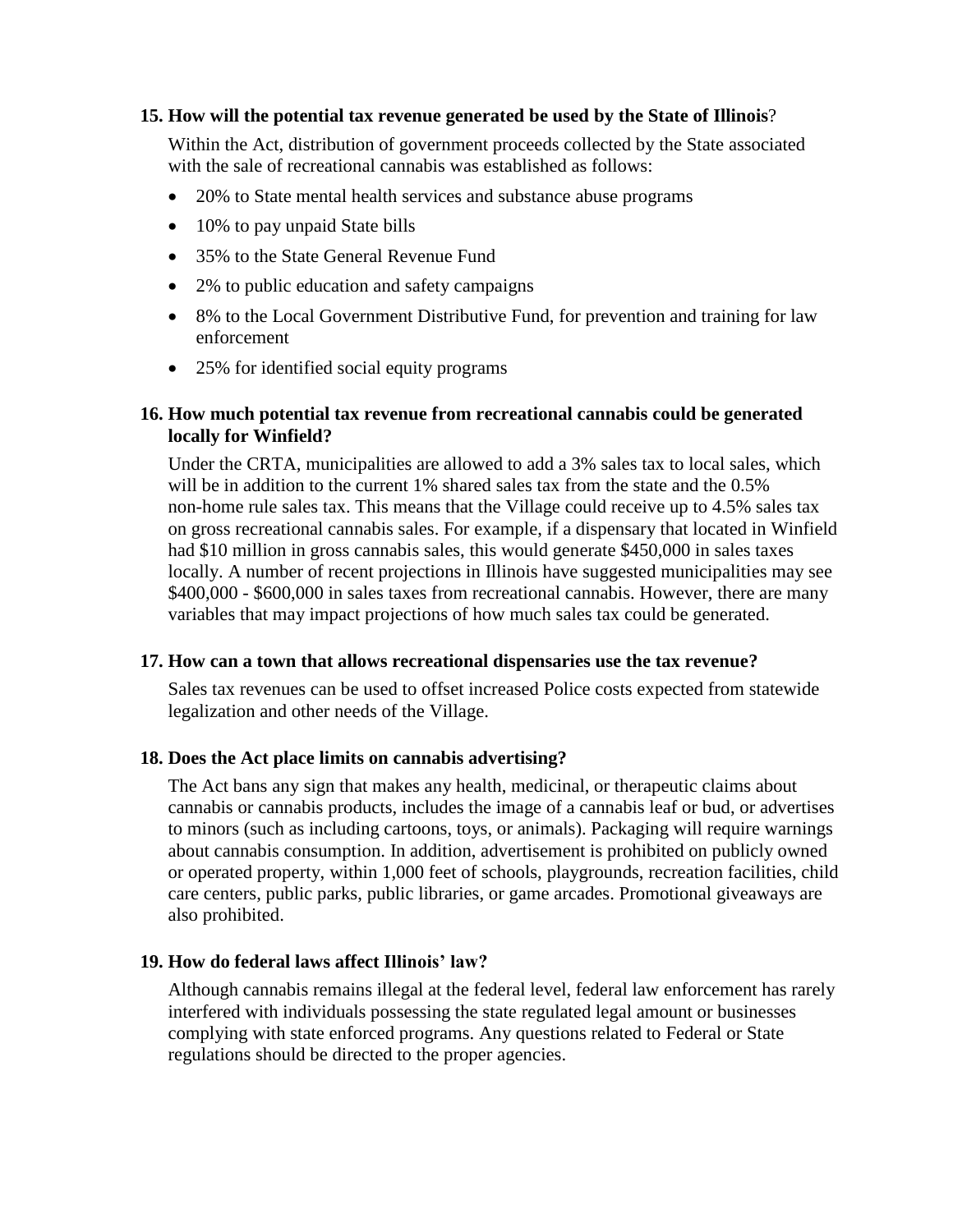### 15. How will the potential tax revenue generated be used by the State of Illinois?

Within the Act, distribution of government proceeds collected by the State associated with the sale of recreational cannabis was established as follows:

- 20% to State mental health services and substance abuse programs
- 10% to pay unpaid State bills
- 35% to the State General Revenue Fund
- 2% to public education and safety campaigns
- 8% to the Local Government Distributive Fund, for prevention and training for law enforcement
- 25% for identified social equity programs

### 16. How much potential tax revenue from recreational cannabis could be generated locally for Winfield?

Under the CRTA, municipalities are allowed to add a 3% sales tax to local sales, which will be in addition to the current 1% shared sales tax from the state and the 0.5% non-home rule sales tax. This means that the Village could receive up to 4.5% sales tax on gross recreational cannabis sales. For example, if a dispensary that located in Winfield had $10 million in gross cannabis sales, this would generate $450,000 in sales taxes locally. A number of recent projections in Illinois have suggested municipalities may see $400,000 - $600,000 in sales taxes from recreational cannabis. However, there are many variables that may impact projections of how much sales tax could be generated.

### 17. How can a town that allows recreational dispensaries use the tax revenue?

Sales tax revenues can be used to offset increased Police costs expected from statewide legalization and other needs of the Village.

### 18. Does the Act place limits on cannabis advertising?

The Act bans any sign that makes any health, medicinal, or therapeutic claims about cannabis or cannabis products, includes the image of a cannabis leaf or bud, or advertises to minors (such as including cartoons, toys, or animals). Packaging will require warnings about cannabis consumption. In addition, advertisement is prohibited on publicly owned or operated property, within 1,000 feet of schools, playgrounds, recreation facilities, child care centers, public parks, public libraries, or game arcades. Promotional giveaways are also prohibited.

### 19. How do federal laws affect Illinois' law?

Although cannabis remains illegal at the federal level, federal law enforcement has rarely interfered with individuals possessing the state regulated legal amount or businesses complying with state enforced programs. Any questions related to Federal or State regulations should be directed to the proper agencies.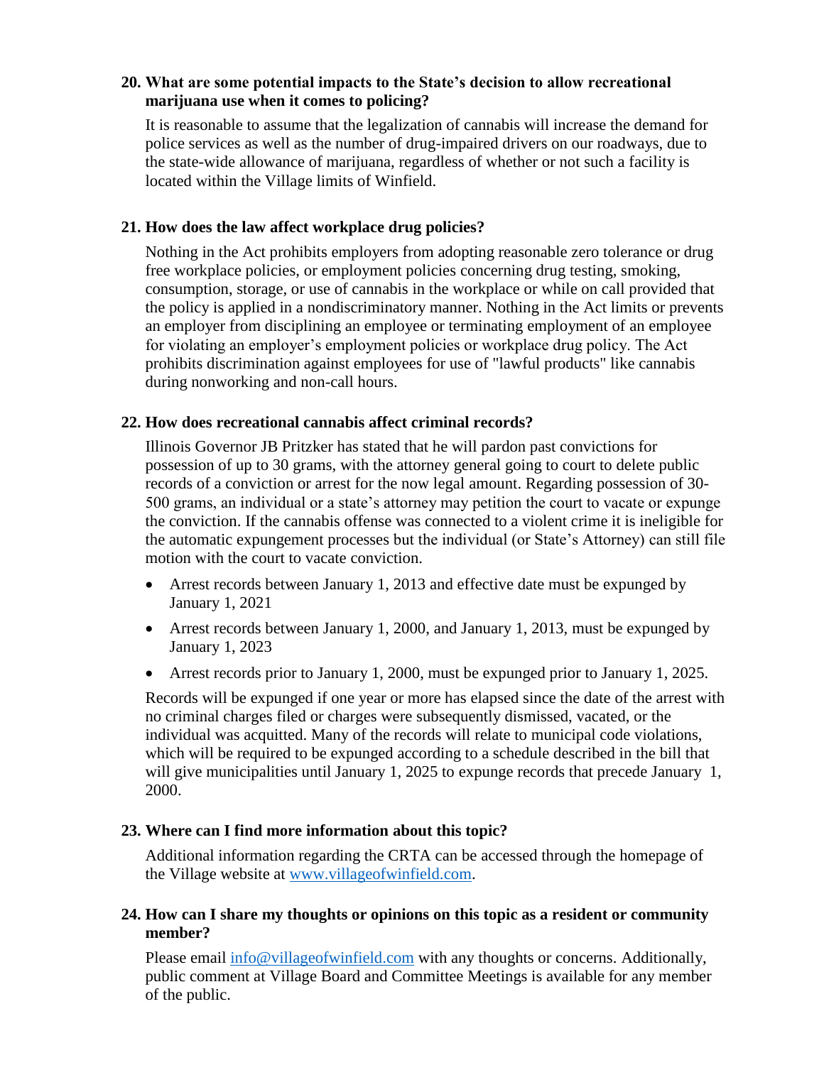**20. What are some potential impacts to the State's decision to allow recreational marijuana use when it comes to policing?**

It is reasonable to assume that the legalization of cannabis will increase the demand for police services as well as the number of drug-impaired drivers on our roadways, due to the state-wide allowance of marijuana, regardless of whether or not such a facility is located within the Village limits of Winfield.

**21. How does the law affect workplace drug policies?**

Nothing in the Act prohibits employers from adopting reasonable zero tolerance or drug free workplace policies, or employment policies concerning drug testing, smoking, consumption, storage, or use of cannabis in the workplace or while on call provided that the policy is applied in a nondiscriminatory manner. Nothing in the Act limits or prevents an employer from disciplining an employee or terminating employment of an employee for violating an employer's employment policies or workplace drug policy. The Act prohibits discrimination against employees for use of "lawful products" like cannabis during nonworking and non-call hours.

**22. How does recreational cannabis affect criminal records?**

Illinois Governor JB Pritzker has stated that he will pardon past convictions for possession of up to 30 grams, with the attorney general going to court to delete public records of a conviction or arrest for the now legal amount. Regarding possession of 30-500 grams, an individual or a state's attorney may petition the court to vacate or expunge the conviction. If the cannabis offense was connected to a violent crime it is ineligible for the automatic expungement processes but the individual (or State's Attorney) can still file motion with the court to vacate conviction.

- Arrest records between January 1, 2013 and effective date must be expunged by January 1, 2021
- Arrest records between January 1, 2000, and January 1, 2013, must be expunged by January 1, 2023
- Arrest records prior to January 1, 2000, must be expunged prior to January 1, 2025.

Records will be expunged if one year or more has elapsed since the date of the arrest with no criminal charges filed or charges were subsequently dismissed, vacated, or the individual was acquitted. Many of the records will relate to municipal code violations, which will be required to be expunged according to a schedule described in the bill that will give municipalities until January 1, 2025 to expunge records that precede January 1, 2000.

**23. Where can I find more information about this topic?**

Additional information regarding the CRTA can be accessed through the homepage of the Village website at www.villageofwinfield.com.

**24. How can I share my thoughts or opinions on this topic as a resident or community member?**

Please email info@villageofwinfield.com with any thoughts or concerns. Additionally, public comment at Village Board and Committee Meetings is available for any member of the public.